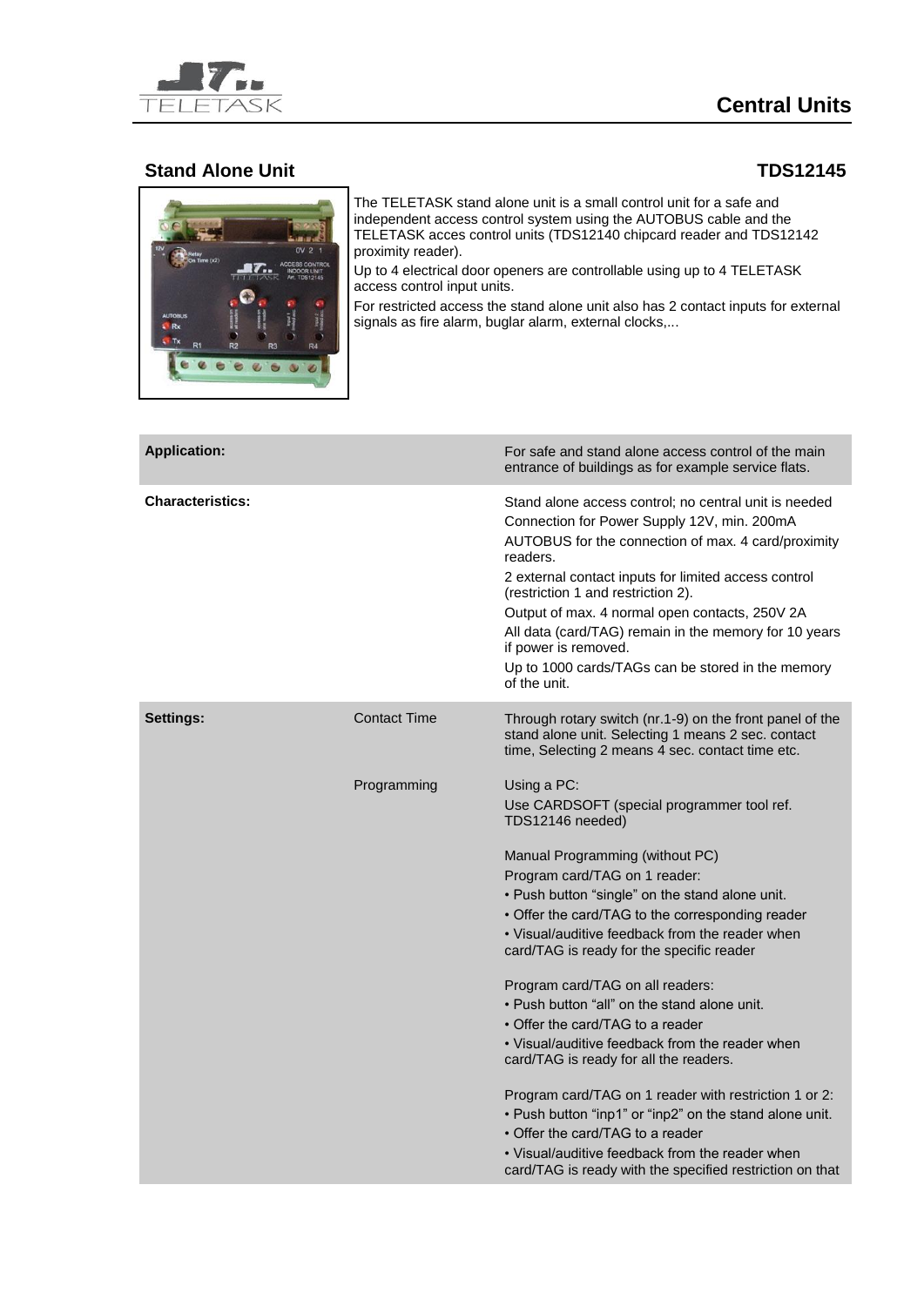# Central Units

## Stand Alone Unit

## TDS12145

The TELETASK stand alone unit is a small control unit for a safe and independent access control system using the AUTOBUS cable and the TELETASK acces control units (TDS12140 chipcard reader and TDS12142 proximity reader).

Up to 4 electrical door openers are controllable using up to 4 TELETASK access control input units.

For restricted access the stand alone unit also has 2 contact inputs for external signals as fire alarm, buglar alarm, external clocks,...

| | | |
|---|---|---|
| **Application:** | | For safe and stand alone access control of the main entrance of buildings as for example service flats. |
| **Characteristics:** | | Stand alone access control; no central unit is needed<br>Connection for Power Supply 12V, min. 200mA<br>AUTOBUS for the connection of max. 4 card/proximity readers.<br>2 external contact inputs for limited access control (restriction 1 and restriction 2).<br>Output of max. 4 normal open contacts, 250V 2A<br>All data (card/TAG) remain in the memory for 10 years if power is removed.<br>Up to 1000 cards/TAGs can be stored in the memory of the unit. |
| **Settings:** | Contact Time | Through rotary switch (nr.1-9) on the front panel of the stand alone unit. Selecting 1 means 2 sec. contact time, Selecting 2 means 4 sec. contact time etc. |
| | Programming | Using a PC:<br>Use CARDSOFT (special programmer tool ref. TDS12146 needed)<br><br>Manual Programming (without PC)<br>Program card/TAG on 1 reader:<br>• Push button "single" on the stand alone unit.<br>• Offer the card/TAG to the corresponding reader<br>• Visual/auditive feedback from the reader when card/TAG is ready for the specific reader<br><br>Program card/TAG on all readers:<br>• Push button "all" on the stand alone unit.<br>• Offer the card/TAG to a reader<br>• Visual/auditive feedback from the reader when card/TAG is ready for all the readers.<br><br>Program card/TAG on 1 reader with restriction 1 or 2:<br>• Push button "inp1" or "inp2" on the stand alone unit.<br>• Offer the card/TAG to a reader<br>• Visual/auditive feedback from the reader when card/TAG is ready with the specified restriction on that |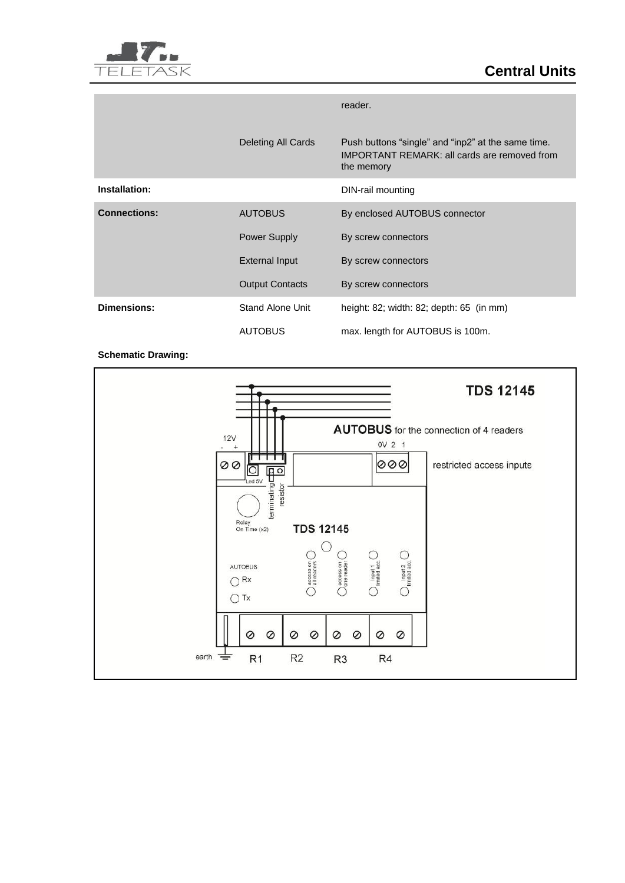| | | |
|---|---|---|
| | | reader. |
| | Deleting All Cards | Push buttons “single” and “inp2” at the same time. IMPORTANT REMARK: all cards are removed from the memory |
| **Installation:** | | DIN-rail mounting |
| **Connections:** | AUTOBUS | By enclosed AUTOBUS connector |
| | Power Supply | By screw connectors |
| | External Input | By screw connectors |
| | Output Contacts | By screw connectors |
| **Dimensions:** | Stand Alone Unit | height: 82; width: 82; depth: 65 (in mm) |
| | AUTOBUS | max. length for AUTOBUS is 100m. |

**Schematic Drawing:**

TDS 12145

AUTOBUS for the connection of 4 readers

12V
\- +

0V 2 1

restricted access inputs

Led 5V

terminating resistor

Relay On Time (x2)

TDS 12145

AUTOBUS
Rx
Tx

access on all readers

access on one reader

input 1 limited acc.

input 2 limited acc.

earth

R1 R2 R3 R4